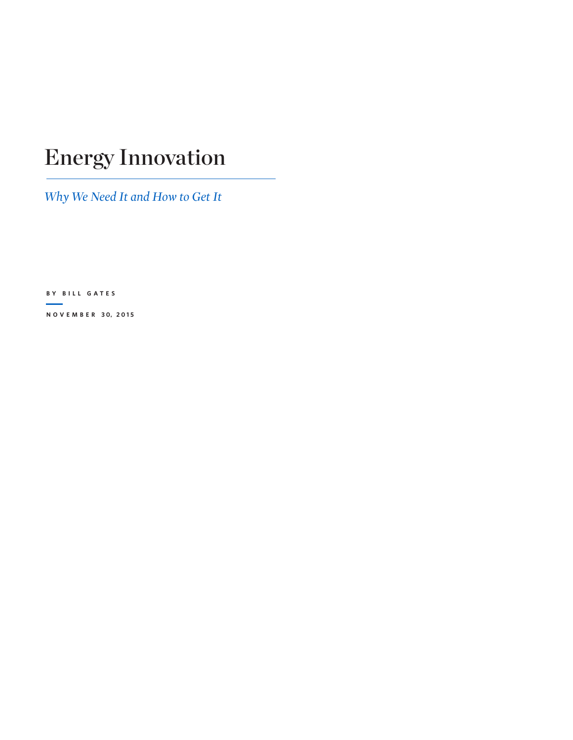# Energy Innovation

*Why We Need It and How to Get It*

BY BILL GATES

NOVEMBER 30, 2015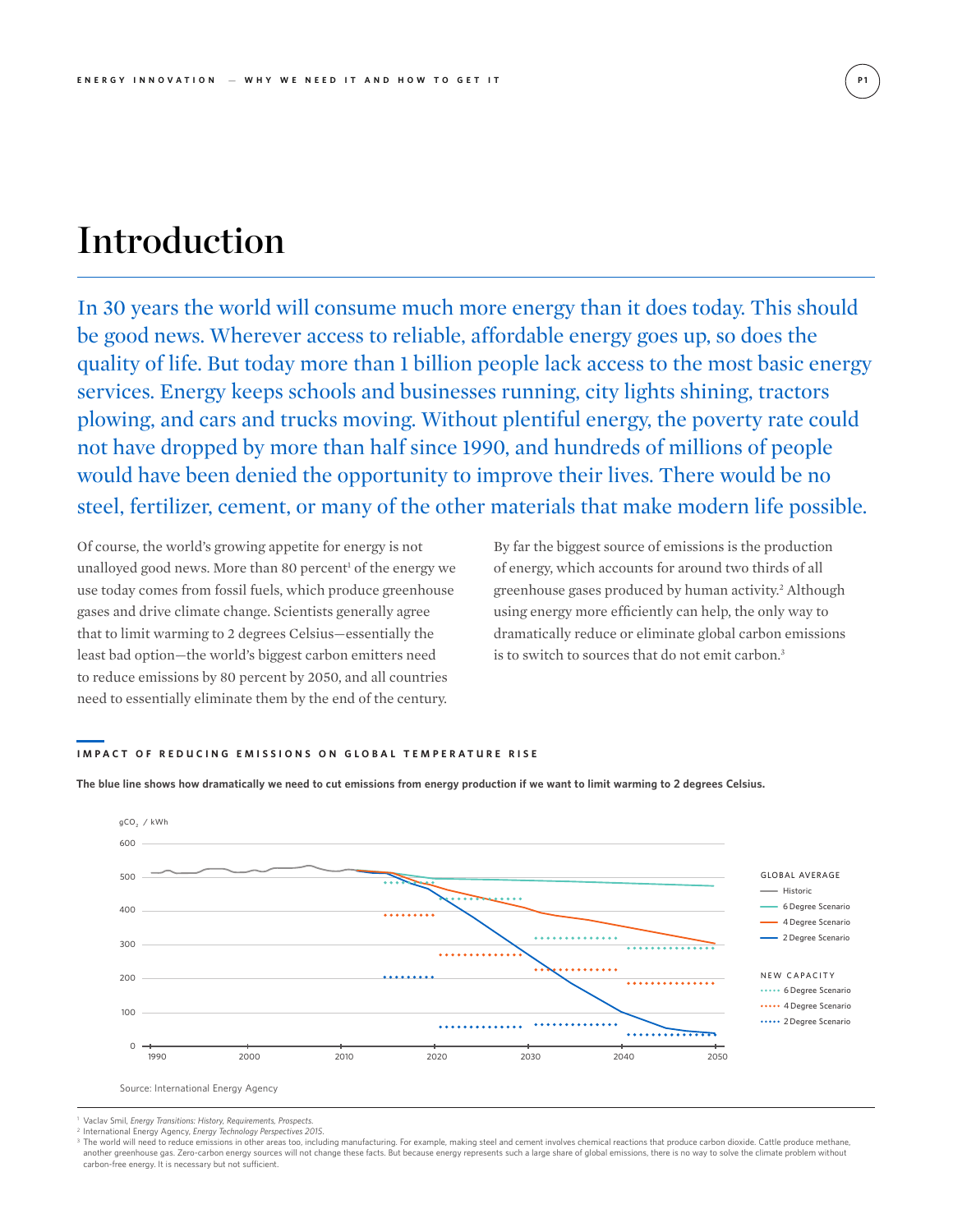# Introduction

In 30 years the world will consume much more energy than it does today. This should be good news. Wherever access to reliable, affordable energy goes up, so does the quality of life. But today more than 1 billion people lack access to the most basic energy services. Energy keeps schools and businesses running, city lights shining, tractors plowing, and cars and trucks moving. Without plentiful energy, the poverty rate could not have dropped by more than half since 1990, and hundreds of millions of people would have been denied the opportunity to improve their lives. There would be no steel, fertilizer, cement, or many of the other materials that make modern life possible.

Of course, the world's growing appetite for energy is not unalloyed good news. More than 80 percent[1] of the energy we use today comes from fossil fuels, which produce greenhouse gases and drive climate change. Scientists generally agree that to limit warming to 2 degrees Celsius—essentially the least bad option—the world's biggest carbon emitters need to reduce emissions by 80 percent by 2050, and all countries need to essentially eliminate them by the end of the century.

By far the biggest source of emissions is the production of energy, which accounts for around two thirds of all greenhouse gases produced by human activity.[2] Although using energy more efficiently can help, the only way to dramatically reduce or eliminate global carbon emissions is to switch to sources that do not emit carbon.[3]

**IMPACT OF REDUCING EMISSIONS ON GLOBAL TEMPERATURE RISE**

**The blue line shows how dramatically we need to cut emissions from energy production if we want to limit warming to 2 degrees Celsius.**

$gCO_2$ / kWh

GLOBAL AVERAGE: Historic; 6 Degree Scenario; 4 Degree Scenario; 2 Degree Scenario

NEW CAPACITY: 6 Degree Scenario; 4 Degree Scenario; 2 Degree Scenario

Source: International Energy Agency

---

[1] Vaclav Smil, *Energy Transitions: History, Requirements, Prospects.*

[2] International Energy Agency, *Energy Technology Perspectives 2015.*

[3] The world will need to reduce emissions in other areas too, including manufacturing. For example, making steel and cement involves chemical reactions that produce carbon dioxide. Cattle produce methane, another greenhouse gas. Zero-carbon energy sources will not change these facts. But because energy represents such a large share of global emissions, there is no way to solve the climate problem without carbon-free energy. It is necessary but not sufficient.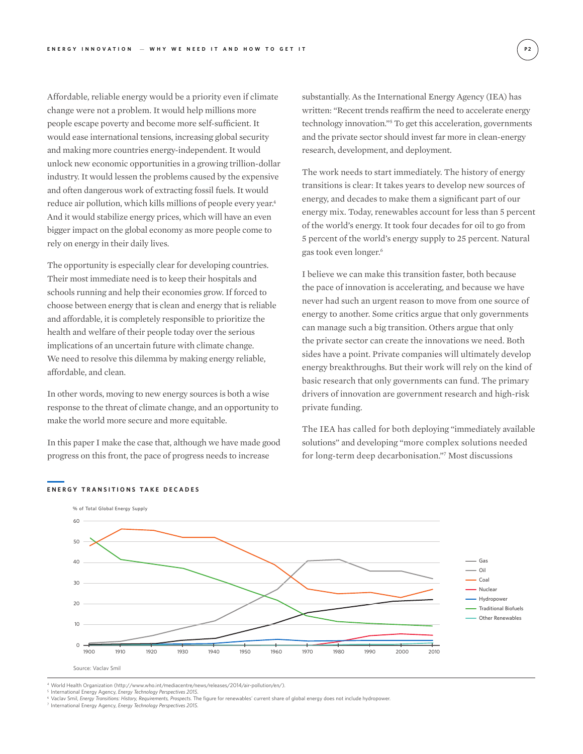Affordable, reliable energy would be a priority even if climate change were not a problem. It would help millions more people escape poverty and become more self-sufficient. It would ease international tensions, increasing global security and making more countries energy-independent. It would unlock new economic opportunities in a growing trillion-dollar industry. It would lessen the problems caused by the expensive and often dangerous work of extracting fossil fuels. It would reduce air pollution, which kills millions of people every year.[4] And it would stabilize energy prices, which will have an even bigger impact on the global economy as more people come to rely on energy in their daily lives.

The opportunity is especially clear for developing countries. Their most immediate need is to keep their hospitals and schools running and help their economies grow. If forced to choose between energy that is clean and energy that is reliable and affordable, it is completely responsible to prioritize the health and welfare of their people today over the serious implications of an uncertain future with climate change. We need to resolve this dilemma by making energy reliable, affordable, and clean.

In other words, moving to new energy sources is both a wise response to the threat of climate change, and an opportunity to make the world more secure and more equitable.

In this paper I make the case that, although we have made good progress on this front, the pace of progress needs to increase substantially. As the International Energy Agency (IEA) has written: "Recent trends reaffirm the need to accelerate energy technology innovation."[5] To get this acceleration, governments and the private sector should invest far more in clean-energy research, development, and deployment.

The work needs to start immediately. The history of energy transitions is clear: It takes years to develop new sources of energy, and decades to make them a significant part of our energy mix. Today, renewables account for less than 5 percent of the world's energy. It took four decades for oil to go from 5 percent of the world's energy supply to 25 percent. Natural gas took even longer.[6]

I believe we can make this transition faster, both because the pace of innovation is accelerating, and because we have never had such an urgent reason to move from one source of energy to another. Some critics argue that only governments can manage such a big transition. Others argue that only the private sector can create the innovations we need. Both sides have a point. Private companies will ultimately develop energy breakthroughs. But their work will rely on the kind of basic research that only governments can fund. The primary drivers of innovation are government research and high-risk private funding.

The IEA has called for both deploying "immediately available solutions" and developing "more complex solutions needed for long-term deep decarbonisation."[7] Most discussions

**ENERGY TRANSITIONS TAKE DECADES**

% of Total Global Energy Supply

Gas, Oil, Coal, Nuclear, Hydropower, Traditional Biofuels, Other Renewables

Source: Vaclav Smil

[4] World Health Organization (http://www.who.int/mediacentre/news/releases/2014/air-pollution/en/).
[5] International Energy Agency, *Energy Technology Perspectives 2015*.
[6] Vaclav Smil, *Energy Transitions: History, Requirements, Prospects*. The figure for renewables' current share of global energy does not include hydropower.
[7] International Energy Agency, *Energy Technology Perspectives 2015*.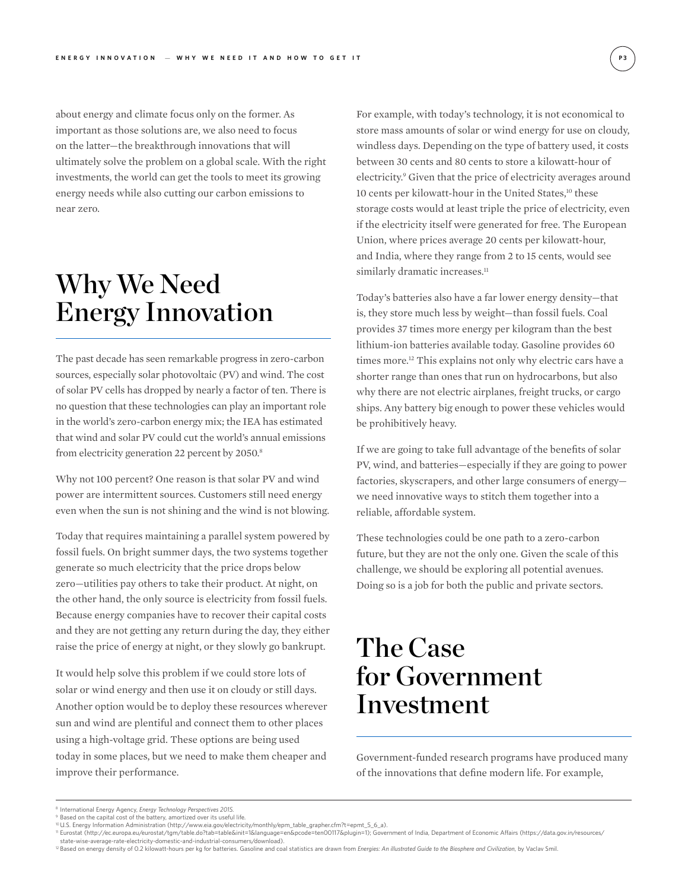about energy and climate focus only on the former. As important as those solutions are, we also need to focus on the latter—the breakthrough innovations that will ultimately solve the problem on a global scale. With the right investments, the world can get the tools to meet its growing energy needs while also cutting our carbon emissions to near zero.

# Why We Need Energy Innovation

The past decade has seen remarkable progress in zero-carbon sources, especially solar photovoltaic (PV) and wind. The cost of solar PV cells has dropped by nearly a factor of ten. There is no question that these technologies can play an important role in the world's zero-carbon energy mix; the IEA has estimated that wind and solar PV could cut the world's annual emissions from electricity generation 22 percent by 2050.[8]

Why not 100 percent? One reason is that solar PV and wind power are intermittent sources. Customers still need energy even when the sun is not shining and the wind is not blowing.

Today that requires maintaining a parallel system powered by fossil fuels. On bright summer days, the two systems together generate so much electricity that the price drops below zero—utilities pay others to take their product. At night, on the other hand, the only source is electricity from fossil fuels. Because energy companies have to recover their capital costs and they are not getting any return during the day, they either raise the price of energy at night, or they slowly go bankrupt.

It would help solve this problem if we could store lots of solar or wind energy and then use it on cloudy or still days. Another option would be to deploy these resources wherever sun and wind are plentiful and connect them to other places using a high-voltage grid. These options are being used today in some places, but we need to make them cheaper and improve their performance.

For example, with today's technology, it is not economical to store mass amounts of solar or wind energy for use on cloudy, windless days. Depending on the type of battery used, it costs between 30 cents and 80 cents to store a kilowatt-hour of electricity.[9] Given that the price of electricity averages around 10 cents per kilowatt-hour in the United States,[10] these storage costs would at least triple the price of electricity, even if the electricity itself were generated for free. The European Union, where prices average 20 cents per kilowatt-hour, and India, where they range from 2 to 15 cents, would see similarly dramatic increases.[11]

Today's batteries also have a far lower energy density—that is, they store much less by weight—than fossil fuels. Coal provides 37 times more energy per kilogram than the best lithium-ion batteries available today. Gasoline provides 60 times more.[12] This explains not only why electric cars have a shorter range than ones that run on hydrocarbons, but also why there are not electric airplanes, freight trucks, or cargo ships. Any battery big enough to power these vehicles would be prohibitively heavy.

If we are going to take full advantage of the benefits of solar PV, wind, and batteries—especially if they are going to power factories, skyscrapers, and other large consumers of energy—we need innovative ways to stitch them together into a reliable, affordable system.

These technologies could be one path to a zero-carbon future, but they are not the only one. Given the scale of this challenge, we should be exploring all potential avenues. Doing so is a job for both the public and private sectors.

# The Case for Government Investment

Government-funded research programs have produced many of the innovations that define modern life. For example,

---

[8] International Energy Agency, *Energy Technology Perspectives 2015*.

[9] Based on the capital cost of the battery, amortized over its useful life.

[10] U.S. Energy Information Administration (http://www.eia.gov/electricity/monthly/epm_table_grapher.cfm?t=epmt_5_6_a).

[11] Eurostat (http://ec.europa.eu/eurostat/tgm/table.do?tab=table&init=1&language=en&pcode=ten00117&plugin=1); Government of India, Department of Economic Affairs (https://data.gov.in/resources/state-wise-average-rate-electricity-domestic-and-industrial-consumers/download).

[12] Based on energy density of 0.2 kilowatt-hours per kg for batteries. Gasoline and coal statistics are drawn from *Energies: An illustrated Guide to the Biosphere and Civilization*, by Vaclav Smil.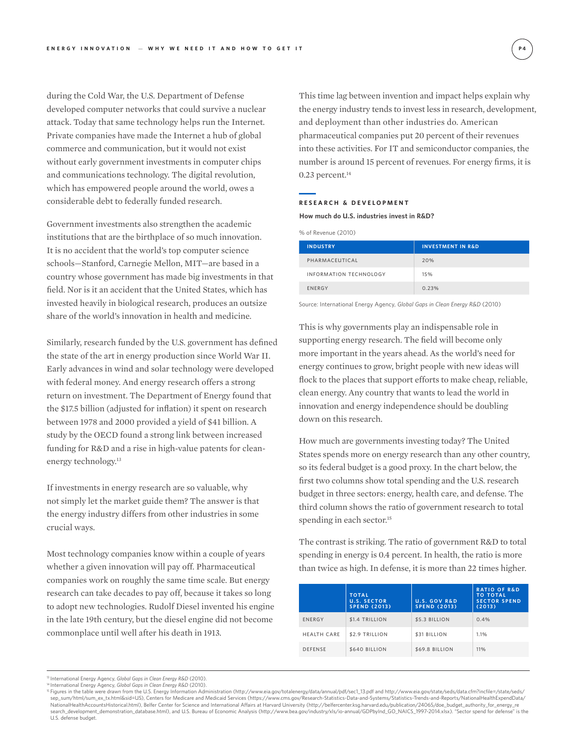during the Cold War, the U.S. Department of Defense developed computer networks that could survive a nuclear attack. Today that same technology helps run the Internet. Private companies have made the Internet a hub of global commerce and communication, but it would not exist without early government investments in computer chips and communications technology. The digital revolution, which has empowered people around the world, owes a considerable debt to federally funded research.

Government investments also strengthen the academic institutions that are the birthplace of so much innovation. It is no accident that the world's top computer science schools—Stanford, Carnegie Mellon, MIT—are based in a country whose government has made big investments in that field. Nor is it an accident that the United States, which has invested heavily in biological research, produces an outsize share of the world's innovation in health and medicine.

Similarly, research funded by the U.S. government has defined the state of the art in energy production since World War II. Early advances in wind and solar technology were developed with federal money. And energy research offers a strong return on investment. The Department of Energy found that the $17.5 billion (adjusted for inflation) it spent on research between 1978 and 2000 provided a yield of $41 billion. A study by the OECD found a strong link between increased funding for R&D and a rise in high-value patents for clean-energy technology.[13]

If investments in energy research are so valuable, why not simply let the market guide them? The answer is that the energy industry differs from other industries in some crucial ways.

Most technology companies know within a couple of years whether a given innovation will pay off. Pharmaceutical companies work on roughly the same time scale. But energy research can take decades to pay off, because it takes so long to adopt new technologies. Rudolf Diesel invented his engine in the late 19th century, but the diesel engine did not become commonplace until well after his death in 1913.

This time lag between invention and impact helps explain why the energy industry tends to invest less in research, development, and deployment than other industries do. American pharmaceutical companies put 20 percent of their revenues into these activities. For IT and semiconductor companies, the number is around 15 percent of revenues. For energy firms, it is 0.23 percent.[14]

**RESEARCH & DEVELOPMENT**

**How much do U.S. industries invest in R&D?**

% of Revenue (2010)

| INDUSTRY | INVESTMENT IN R&D |
|---|---|
| PHARMACEUTICAL | 20% |
| INFORMATION TECHNOLOGY | 15% |
| ENERGY | 0.23% |

Source: International Energy Agency, *Global Gaps in Clean Energy R&D* (2010)

This is why governments play an indispensable role in supporting energy research. The field will become only more important in the years ahead. As the world's need for energy continues to grow, bright people with new ideas will flock to the places that support efforts to make cheap, reliable, clean energy. Any country that wants to lead the world in innovation and energy independence should be doubling down on this research.

How much are governments investing today? The United States spends more on energy research than any other country, so its federal budget is a good proxy. In the chart below, the first two columns show total spending and the U.S. research budget in three sectors: energy, health care, and defense. The third column shows the ratio of government research to total spending in each sector.[15]

The contrast is striking. The ratio of government R&D to total spending in energy is 0.4 percent. In health, the ratio is more than twice as high. In defense, it is more than 22 times higher.

| | TOTAL U.S. SECTOR SPEND (2013) | U.S. GOV R&D SPEND (2013) | RATIO OF R&D TO TOTAL SECTOR SPEND (2013) |
|---|---|---|---|
| ENERGY | $1.4 TRILLION | $5.3 BILLION | 0.4% |
| HEALTH CARE | $2.9 TRILLION | $31 BILLION | 1.1% |
| DEFENSE | $640 BILLION | $69.8 BILLION | 11% |

[13] International Energy Agency, *Global Gaps in Clean Energy R&D* (2010).
[14] International Energy Agency, *Global Gaps in Clean Energy R&D* (2010).
[15] Figures in the table were drawn from the U.S. Energy Information Administration (http://www.eia.gov/totalenergy/data/annual/pdf/sec1_13.pdf and http://www.eia.gov/state/seds/data.cfm?incfile=/state/seds/sep_sum/html/sum_ex_tx.html&sid=US), Centers for Medicare and Medicaid Services (https://www.cms.gov/Research-Statistics-Data-and-Systems/Statistics-Trends-and-Reports/NationalHealthExpendData/NationalHealthAccountsHistorical.html), Belfer Center for Science and International Affairs at Harvard University (http://belfercenter.ksg.harvard.edu/publication/24065/doe_budget_authority_for_energy_research_development_demonstration_database.html), and U.S. Bureau of Economic Analysis (http://www.bea.gov/industry/xls/io-annual/GDPbyInd_GO_NAICS_1997-2014.xlsx). "Sector spend for defense" is the U.S. defense budget.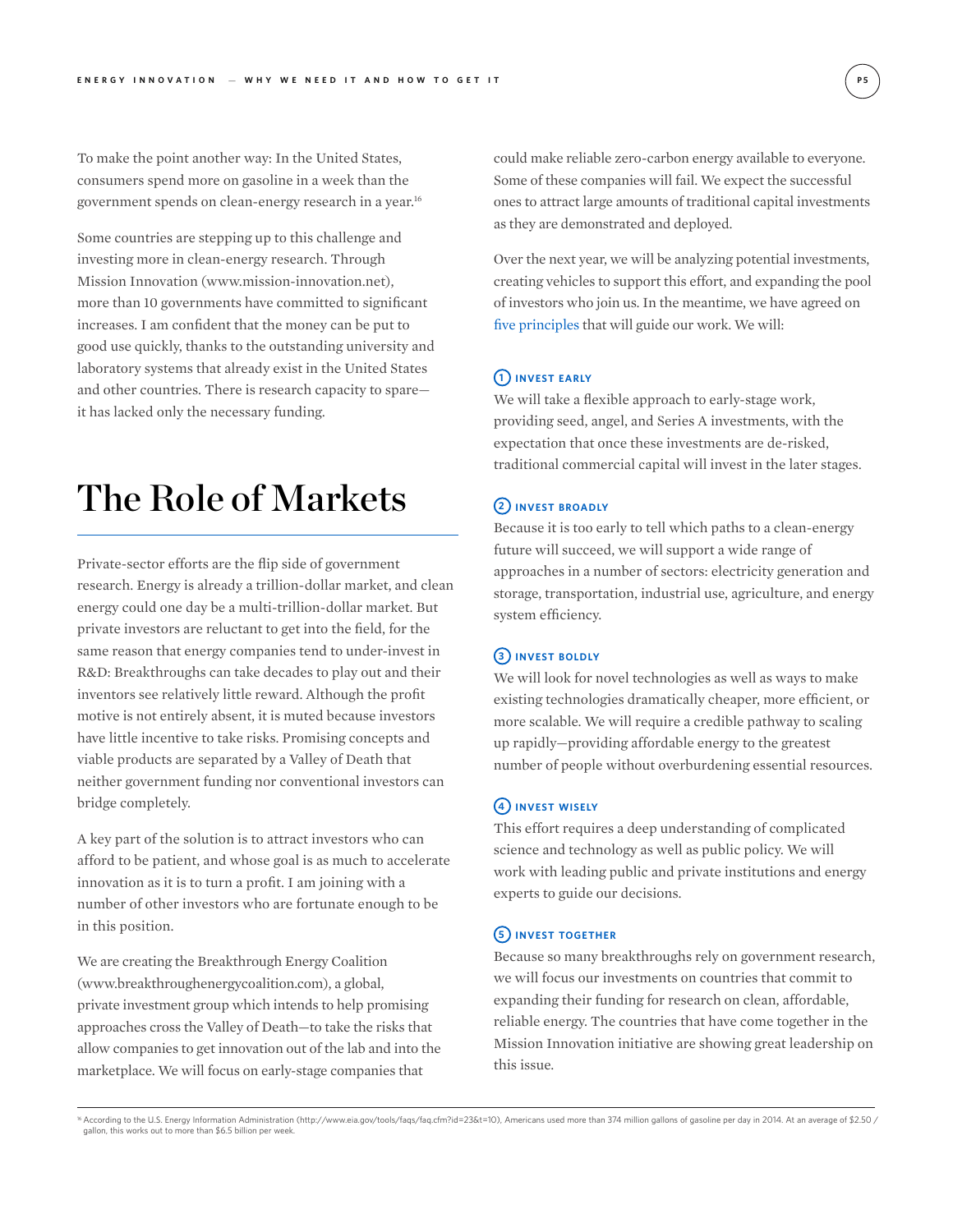To make the point another way: In the United States, consumers spend more on gasoline in a week than the government spends on clean-energy research in a year.[16]

Some countries are stepping up to this challenge and investing more in clean-energy research. Through Mission Innovation (www.mission-innovation.net), more than 10 governments have committed to significant increases. I am confident that the money can be put to good use quickly, thanks to the outstanding university and laboratory systems that already exist in the United States and other countries. There is research capacity to spare—it has lacked only the necessary funding.

# The Role of Markets

Private-sector efforts are the flip side of government research. Energy is already a trillion-dollar market, and clean energy could one day be a multi-trillion-dollar market. But private investors are reluctant to get into the field, for the same reason that energy companies tend to under-invest in R&D: Breakthroughs can take decades to play out and their inventors see relatively little reward. Although the profit motive is not entirely absent, it is muted because investors have little incentive to take risks. Promising concepts and viable products are separated by a Valley of Death that neither government funding nor conventional investors can bridge completely.

A key part of the solution is to attract investors who can afford to be patient, and whose goal is as much to accelerate innovation as it is to turn a profit. I am joining with a number of other investors who are fortunate enough to be in this position.

We are creating the Breakthrough Energy Coalition (www.breakthroughenergycoalition.com), a global, private investment group which intends to help promising approaches cross the Valley of Death—to take the risks that allow companies to get innovation out of the lab and into the marketplace. We will focus on early-stage companies that could make reliable zero-carbon energy available to everyone. Some of these companies will fail. We expect the successful ones to attract large amounts of traditional capital investments as they are demonstrated and deployed.

Over the next year, we will be analyzing potential investments, creating vehicles to support this effort, and expanding the pool of investors who join us. In the meantime, we have agreed on five principles that will guide our work. We will:

**1 INVEST EARLY**

We will take a flexible approach to early-stage work, providing seed, angel, and Series A investments, with the expectation that once these investments are de-risked, traditional commercial capital will invest in the later stages.

**2 INVEST BROADLY**

Because it is too early to tell which paths to a clean-energy future will succeed, we will support a wide range of approaches in a number of sectors: electricity generation and storage, transportation, industrial use, agriculture, and energy system efficiency.

**3 INVEST BOLDLY**

We will look for novel technologies as well as ways to make existing technologies dramatically cheaper, more efficient, or more scalable. We will require a credible pathway to scaling up rapidly—providing affordable energy to the greatest number of people without overburdening essential resources.

**4 INVEST WISELY**

This effort requires a deep understanding of complicated science and technology as well as public policy. We will work with leading public and private institutions and energy experts to guide our decisions.

**5 INVEST TOGETHER**

Because so many breakthroughs rely on government research, we will focus our investments on countries that commit to expanding their funding for research on clean, affordable, reliable energy. The countries that have come together in the Mission Innovation initiative are showing great leadership on this issue.

---

[16] According to the U.S. Energy Information Administration (http://www.eia.gov/tools/faqs/faq.cfm?id=23&t=10), Americans used more than 374 million gallons of gasoline per day in 2014. At an average of $2.50 / gallon, this works out to more than $6.5 billion per week.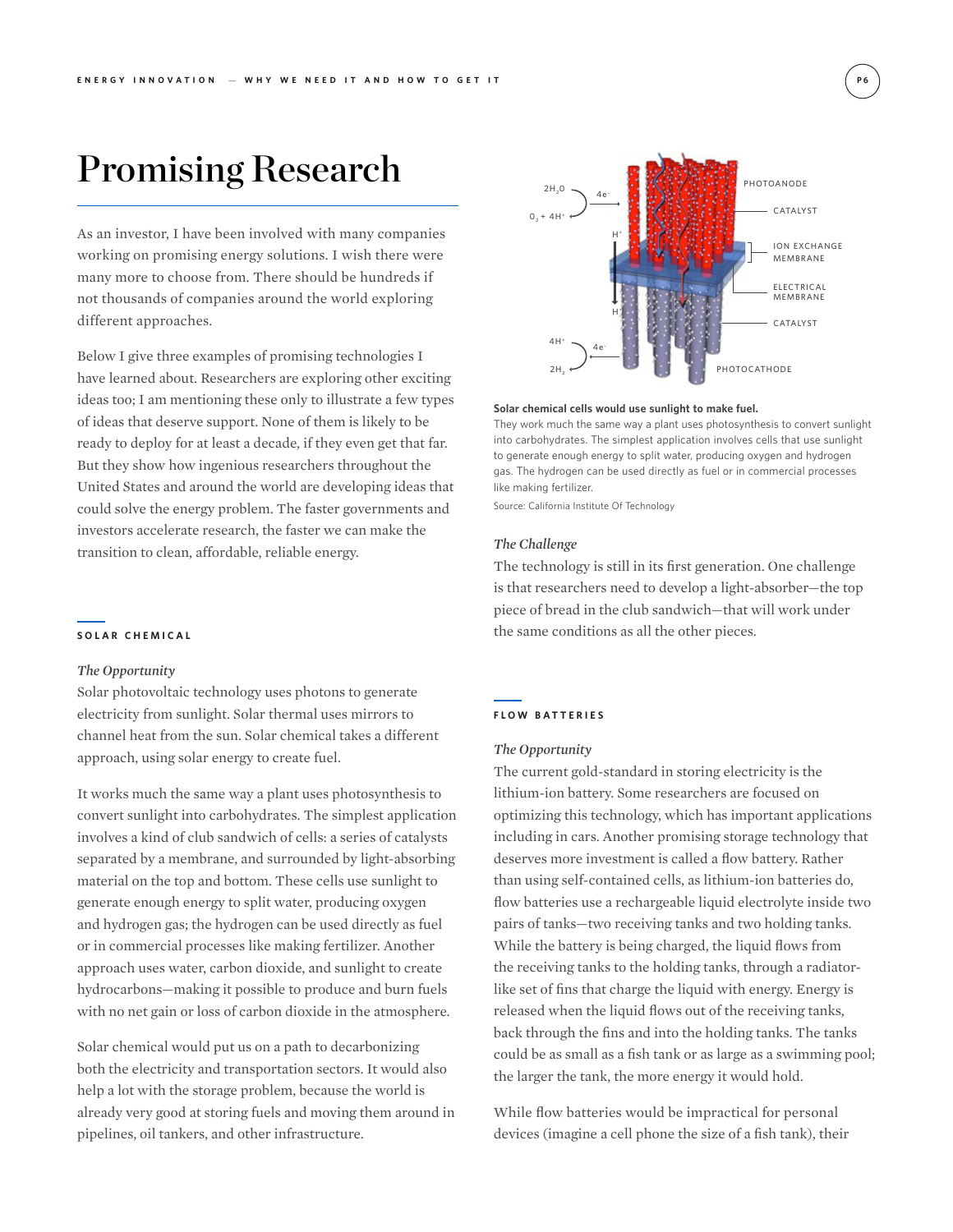# Promising Research

As an investor, I have been involved with many companies working on promising energy solutions. I wish there were many more to choose from. There should be hundreds if not thousands of companies around the world exploring different approaches.

Below I give three examples of promising technologies I have learned about. Researchers are exploring other exciting ideas too; I am mentioning these only to illustrate a few types of ideas that deserve support. None of them is likely to be ready to deploy for at least a decade, if they even get that far. But they show how ingenious researchers throughout the United States and around the world are developing ideas that could solve the energy problem. The faster governments and investors accelerate research, the faster we can make the transition to clean, affordable, reliable energy.

## SOLAR CHEMICAL

*The Opportunity*

Solar photovoltaic technology uses photons to generate electricity from sunlight. Solar thermal uses mirrors to channel heat from the sun. Solar chemical takes a different approach, using solar energy to create fuel.

It works much the same way a plant uses photosynthesis to convert sunlight into carbohydrates. The simplest application involves a kind of club sandwich of cells: a series of catalysts separated by a membrane, and surrounded by light-absorbing material on the top and bottom. These cells use sunlight to generate enough energy to split water, producing oxygen and hydrogen gas; the hydrogen can be used directly as fuel or in commercial processes like making fertilizer. Another approach uses water, carbon dioxide, and sunlight to create hydrocarbons—making it possible to produce and burn fuels with no net gain or loss of carbon dioxide in the atmosphere.

Solar chemical would put us on a path to decarbonizing both the electricity and transportation sectors. It would also help a lot with the storage problem, because the world is already very good at storing fuels and moving them around in pipelines, oil tankers, and other infrastructure.

$2H_2O$ → $O_2 + 4H^+$ ($4e^-$) PHOTOANODE, CATALYST, ION EXCHANGE MEMBRANE, ELECTRICAL MEMBRANE, CATALYST, PHOTOCATHODE; $H^+$; $4H^+$ → $2H_2$ ($4e^-$)

**Solar chemical cells would use sunlight to make fuel.**
They work much the same way a plant uses photosynthesis to convert sunlight into carbohydrates. The simplest application involves cells that use sunlight to generate enough energy to split water, producing oxygen and hydrogen gas. The hydrogen can be used directly as fuel or in commercial processes like making fertilizer.
Source: California Institute Of Technology

*The Challenge*

The technology is still in its first generation. One challenge is that researchers need to develop a light-absorber—the top piece of bread in the club sandwich—that will work under the same conditions as all the other pieces.

## FLOW BATTERIES

*The Opportunity*

The current gold-standard in storing electricity is the lithium-ion battery. Some researchers are focused on optimizing this technology, which has important applications including in cars. Another promising storage technology that deserves more investment is called a flow battery. Rather than using self-contained cells, as lithium-ion batteries do, flow batteries use a rechargeable liquid electrolyte inside two pairs of tanks—two receiving tanks and two holding tanks. While the battery is being charged, the liquid flows from the receiving tanks to the holding tanks, through a radiator-like set of fins that charge the liquid with energy. Energy is released when the liquid flows out of the receiving tanks, back through the fins and into the holding tanks. The tanks could be as small as a fish tank or as large as a swimming pool; the larger the tank, the more energy it would hold.

While flow batteries would be impractical for personal devices (imagine a cell phone the size of a fish tank), their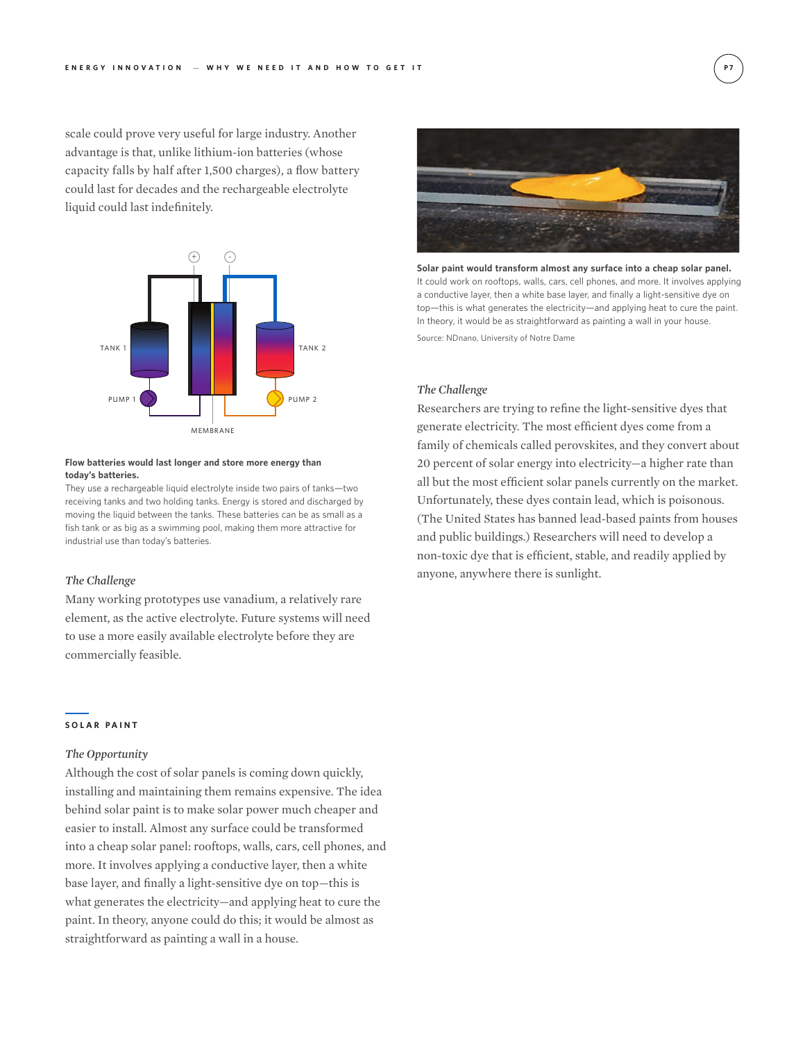scale could prove very useful for large industry. Another advantage is that, unlike lithium-ion batteries (whose capacity falls by half after 1,500 charges), a flow battery could last for decades and the rechargeable electrolyte liquid could last indefinitely.

**Flow batteries would last longer and store more energy than today's batteries.**
They use a rechargeable liquid electrolyte inside two pairs of tanks—two receiving tanks and two holding tanks. Energy is stored and discharged by moving the liquid between the tanks. These batteries can be as small as a fish tank or as big as a swimming pool, making them more attractive for industrial use than today's batteries.

*The Challenge*

Many working prototypes use vanadium, a relatively rare element, as the active electrolyte. Future systems will need to use a more easily available electrolyte before they are commercially feasible.

## SOLAR PAINT

*The Opportunity*

Although the cost of solar panels is coming down quickly, installing and maintaining them remains expensive. The idea behind solar paint is to make solar power much cheaper and easier to install. Almost any surface could be transformed into a cheap solar panel: rooftops, walls, cars, cell phones, and more. It involves applying a conductive layer, then a white base layer, and finally a light-sensitive dye on top—this is what generates the electricity—and applying heat to cure the paint. In theory, anyone could do this; it would be almost as straightforward as painting a wall in a house.

**Solar paint would transform almost any surface into a cheap solar panel.** It could work on rooftops, walls, cars, cell phones, and more. It involves applying a conductive layer, then a white base layer, and finally a light-sensitive dye on top—this is what generates the electricity—and applying heat to cure the paint. In theory, it would be as straightforward as painting a wall in your house.

Source: NDnano, University of Notre Dame

*The Challenge*

Researchers are trying to refine the light-sensitive dyes that generate electricity. The most efficient dyes come from a family of chemicals called perovskites, and they convert about 20 percent of solar energy into electricity—a higher rate than all but the most efficient solar panels currently on the market. Unfortunately, these dyes contain lead, which is poisonous. (The United States has banned lead-based paints from houses and public buildings.) Researchers will need to develop a non-toxic dye that is efficient, stable, and readily applied by anyone, anywhere there is sunlight.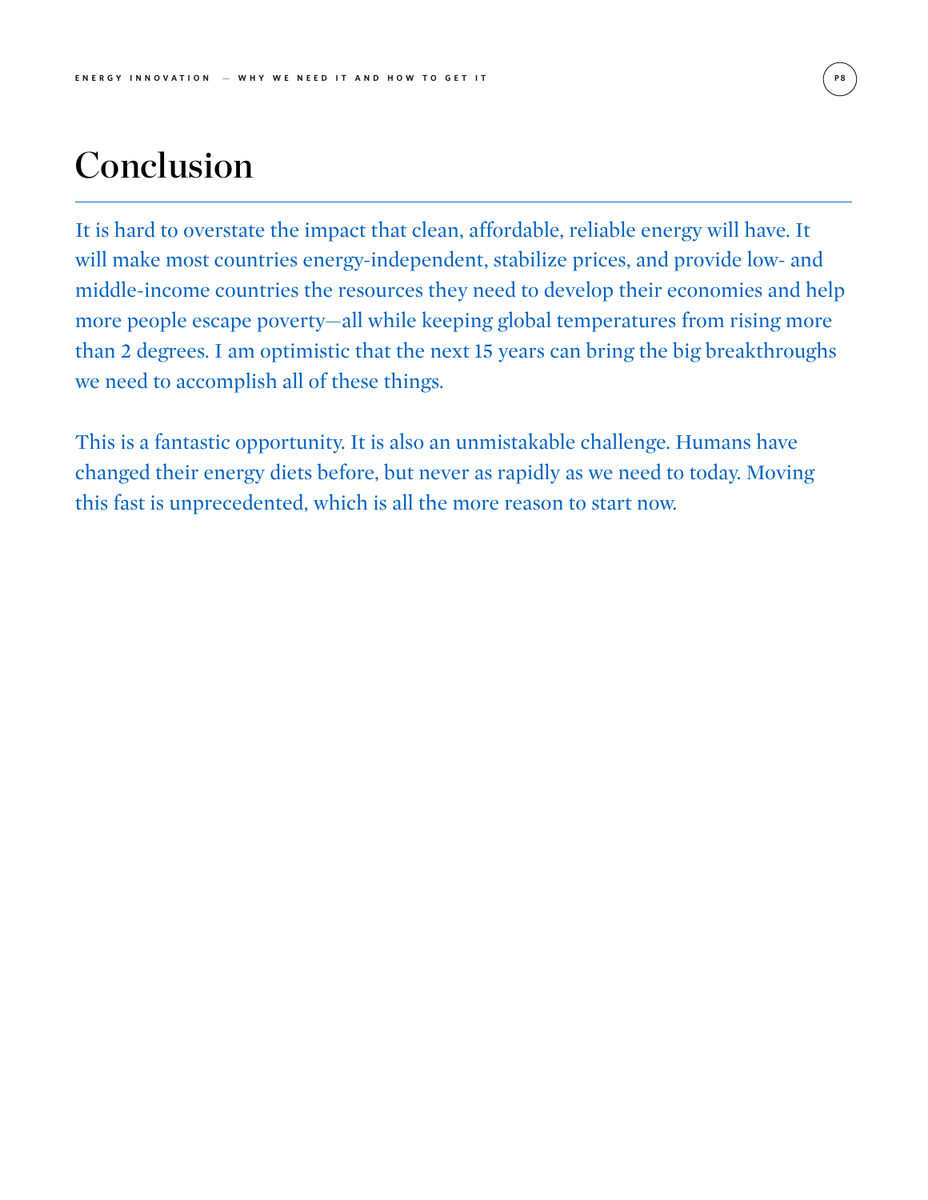# Conclusion

It is hard to overstate the impact that clean, affordable, reliable energy will have. It will make most countries energy-independent, stabilize prices, and provide low- and middle-income countries the resources they need to develop their economies and help more people escape poverty—all while keeping global temperatures from rising more than 2 degrees. I am optimistic that the next 15 years can bring the big breakthroughs we need to accomplish all of these things.

This is a fantastic opportunity. It is also an unmistakable challenge. Humans have changed their energy diets before, but never as rapidly as we need to today. Moving this fast is unprecedented, which is all the more reason to start now.